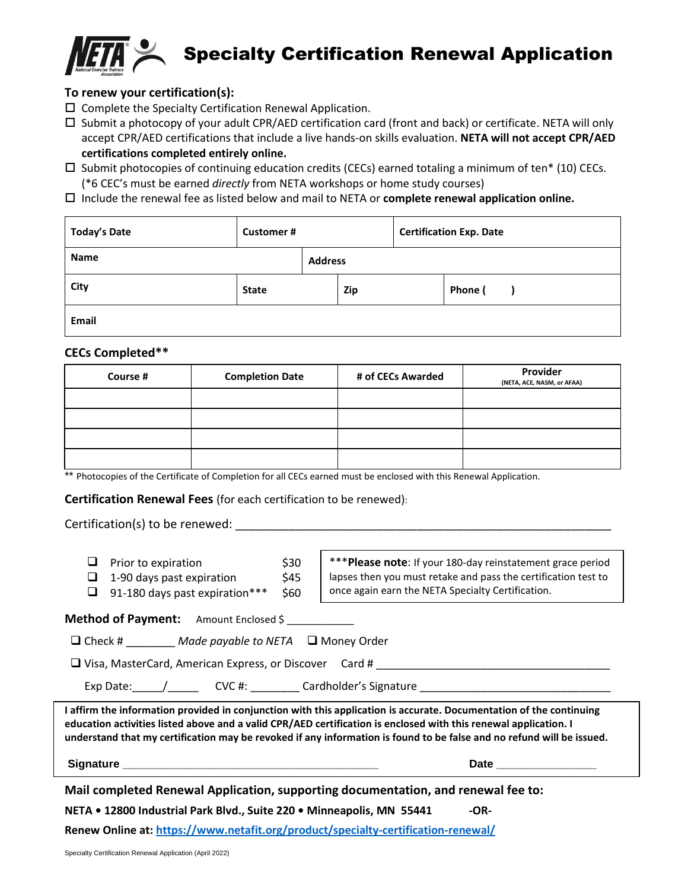# Specialty Certification Renewal Application

**To renew your certification(s):**

- ☐ Complete the Specialty Certification Renewal Application.
- ☐ Submit a photocopy of your adult CPR/AED certification card (front and back) or certificate. NETA will only accept CPR/AED certifications that include a live hands-on skills evaluation. **NETA will not accept CPR/AED certifications completed entirely online.**
- ☐ Submit photocopies of continuing education credits (CECs) earned totaling a minimum of ten* (10) CECs. (*6 CEC's must be earned *directly* from NETA workshops or home study courses)
- ☐ Include the renewal fee as listed below and mail to NETA or **complete renewal application online.**

| **Today's Date** | **Customer #** | **Certification Exp. Date** | |
|---|---|---|---|
| **Name** | **Address** | | |
| **City** | **State** | **Zip** | **Phone (     )** |
| **Email** | | | |

**CECs Completed****

| Course # | Completion Date | # of CECs Awarded | Provider (NETA, ACE, NASM, or AFAA) |
|---|---|---|---|
| | | | |
| | | | |
| | | | |
| | | | |

** Photocopies of the Certificate of Completion for all CECs earned must be enclosed with this Renewal Application.

**Certification Renewal Fees** (for each certification to be renewed):

Certification(s) to be renewed: ____________________________________________________________

- ❑ Prior to expiration $30
- ❑ 1-90 days past expiration $45
- ❑ 91-180 days past expiration*** $60

***__Please note__: If your 180-day reinstatement grace period lapses then you must retake and pass the certification test to once again earn the NETA Specialty Certification.

**Method of Payment:** Amount Enclosed $ ___________

❑ Check # ________ *Made payable to NETA* ❑ Money Order

❑ Visa, MasterCard, American Express, or Discover Card # ______________________________________

Exp Date:_____/_____ CVC #: ________ Cardholder's Signature _______________________________

**I affirm the information provided in conjunction with this application is accurate. Documentation of the continuing education activities listed above and a valid CPR/AED certification is enclosed with this renewal application. I understand that my certification may be revoked if any information is found to be false and no refund will be issued.**

**Signature** ___________________________________________ **Date** ________________

**Mail completed Renewal Application, supporting documentation, and renewal fee to:**

**NETA • 12800 Industrial Park Blvd., Suite 220 • Minneapolis, MN 55441 -OR-**

**Renew Online at: https://www.netafit.org/product/specialty-certification-renewal/**

Specialty Certification Renewal Application (April 2022)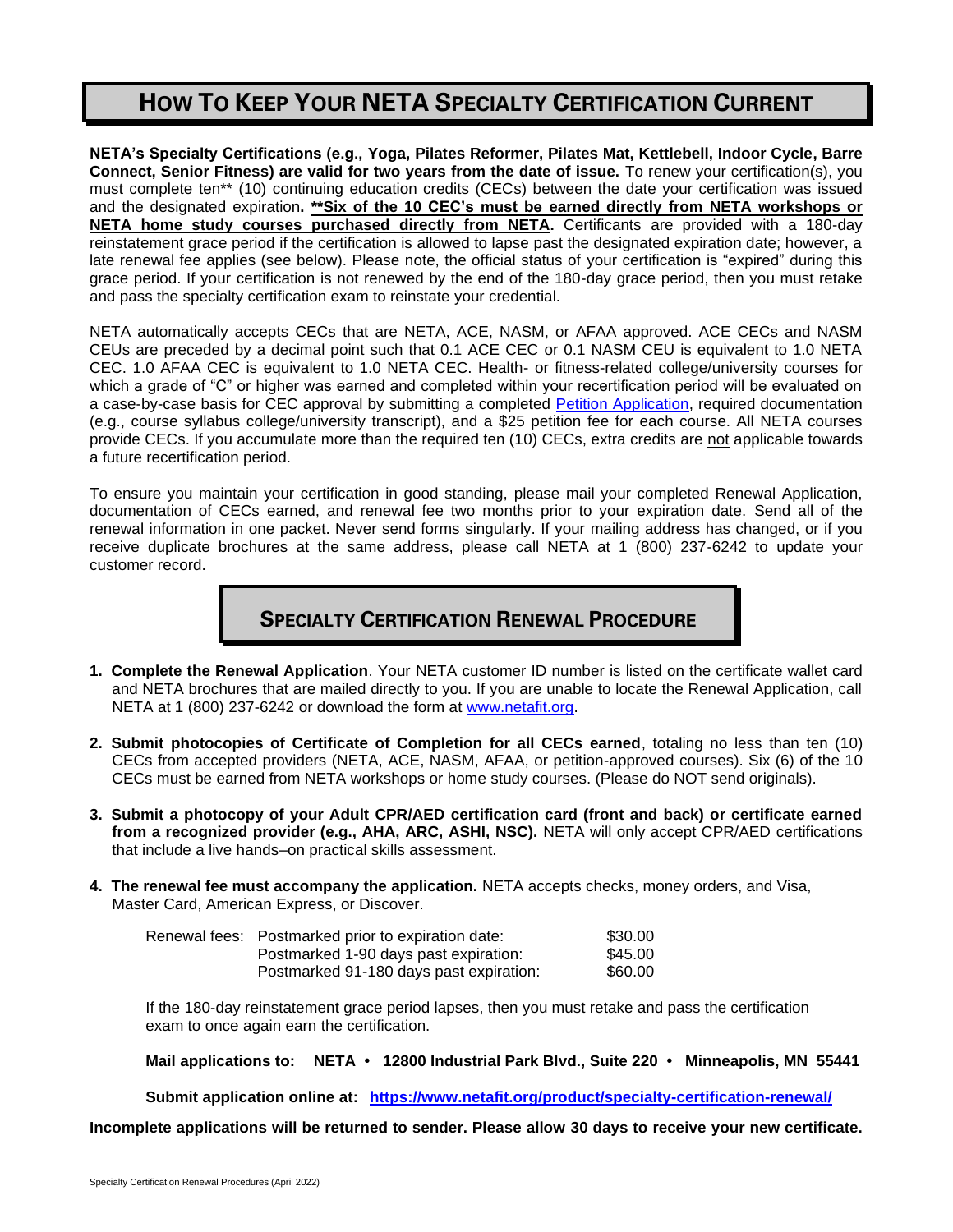# How To Keep Your NETA Specialty Certification Current

**NETA's Specialty Certifications (e.g., Yoga, Pilates Reformer, Pilates Mat, Kettlebell, Indoor Cycle, Barre Connect, Senior Fitness) are valid for two years from the date of issue.** To renew your certification(s), you must complete ten** (10) continuing education credits (CECs) between the date your certification was issued and the designated expiration**. <u>**Six of the 10 CEC's must be earned directly from NETA workshops or NETA home study courses purchased directly from NETA</u>.** Certificants are provided with a 180-day reinstatement grace period if the certification is allowed to lapse past the designated expiration date; however, a late renewal fee applies (see below). Please note, the official status of your certification is "expired" during this grace period. If your certification is not renewed by the end of the 180-day grace period, then you must retake and pass the specialty certification exam to reinstate your credential.

NETA automatically accepts CECs that are NETA, ACE, NASM, or AFAA approved. ACE CECs and NASM CEUs are preceded by a decimal point such that 0.1 ACE CEC or 0.1 NASM CEU is equivalent to 1.0 NETA CEC. 1.0 AFAA CEC is equivalent to 1.0 NETA CEC. Health- or fitness-related college/university courses for which a grade of "C" or higher was earned and completed within your recertification period will be evaluated on a case-by-case basis for CEC approval by submitting a completed Petition Application, required documentation (e.g., course syllabus college/university transcript), and a $25 petition fee for each course. All NETA courses provide CECs. If you accumulate more than the required ten (10) CECs, extra credits are <u>not</u> applicable towards a future recertification period.

To ensure you maintain your certification in good standing, please mail your completed Renewal Application, documentation of CECs earned, and renewal fee two months prior to your expiration date. Send all of the renewal information in one packet. Never send forms singularly. If your mailing address has changed, or if you receive duplicate brochures at the same address, please call NETA at 1 (800) 237-6242 to update your customer record.

## Specialty Certification Renewal Procedure

1. **Complete the Renewal Application**. Your NETA customer ID number is listed on the certificate wallet card and NETA brochures that are mailed directly to you. If you are unable to locate the Renewal Application, call NETA at 1 (800) 237-6242 or download the form at www.netafit.org.

2. **Submit photocopies of Certificate of Completion for all CECs earned**, totaling no less than ten (10) CECs from accepted providers (NETA, ACE, NASM, AFAA, or petition-approved courses). Six (6) of the 10 CECs must be earned from NETA workshops or home study courses. (Please do NOT send originals).

3. **Submit a photocopy of your Adult CPR/AED certification card (front and back) or certificate earned from a recognized provider (e.g., AHA, ARC, ASHI, NSC).** NETA will only accept CPR/AED certifications that include a live hands–on practical skills assessment.

4. **The renewal fee must accompany the application.** NETA accepts checks, money orders, and Visa, Master Card, American Express, or Discover.

| | | |
|---|---|---|
| Renewal fees: | Postmarked prior to expiration date: | $30.00 |
| | Postmarked 1-90 days past expiration: | $45.00 |
| | Postmarked 91-180 days past expiration: | $60.00 |

If the 180-day reinstatement grace period lapses, then you must retake and pass the certification exam to once again earn the certification.

**Mail applications to: NETA • 12800 Industrial Park Blvd., Suite 220 • Minneapolis, MN 55441**

**Submit application online at: https://www.netafit.org/product/specialty-certification-renewal/**

**Incomplete applications will be returned to sender. Please allow 30 days to receive your new certificate.**

Specialty Certification Renewal Procedures (April 2022)